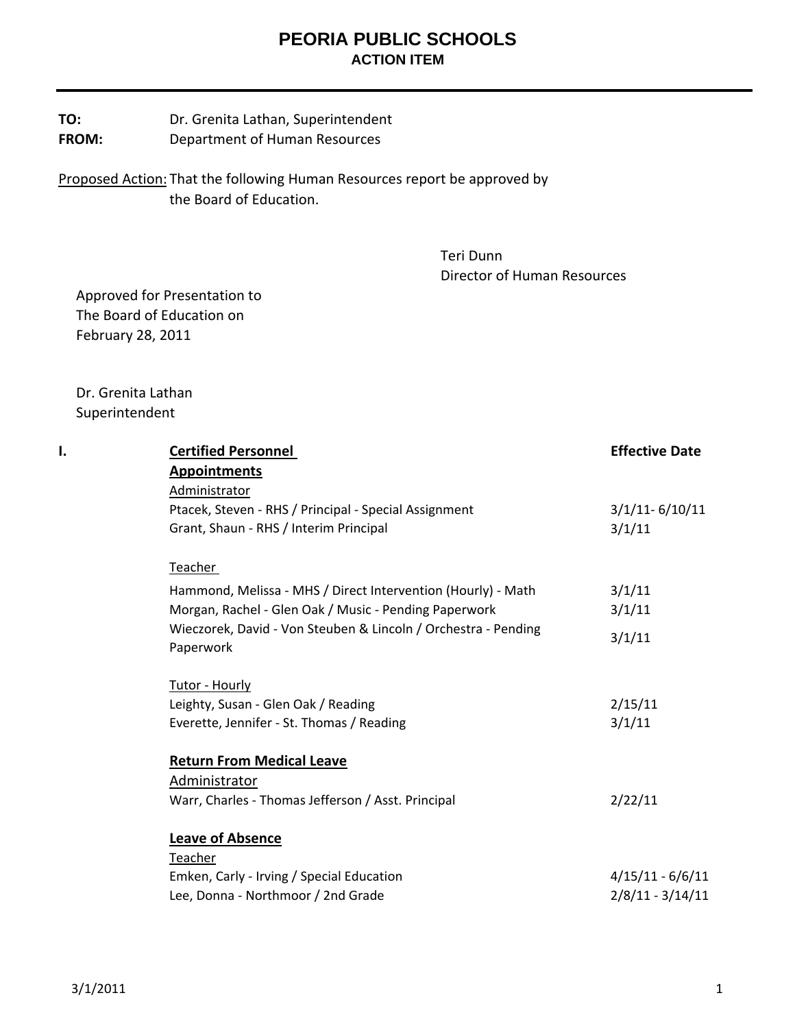# PEORIA PUBLIC SCHOOLS

## ACTION ITEM

**TO:** Dr. Grenita Lathan, Superintendent
**FROM:** Department of Human Resources

Proposed Action: That the following Human Resources report be approved by the Board of Education.

Teri Dunn
Director of Human Resources

Approved for Presentation to
The Board of Education on
February 28, 2011

Dr. Grenita Lathan
Superintendent

## I. Certified Personnel

| | Effective Date |
|---|---|
| **Appointments** | |
| Administrator | |
| Ptacek, Steven - RHS / Principal - Special Assignment | 3/1/11- 6/10/11 |
| Grant, Shaun - RHS / Interim Principal | 3/1/11 |
| Teacher | |
| Hammond, Melissa - MHS / Direct Intervention (Hourly) - Math | 3/1/11 |
| Morgan, Rachel - Glen Oak / Music - Pending Paperwork | 3/1/11 |
| Wieczorek, David - Von Steuben & Lincoln / Orchestra - Pending Paperwork | 3/1/11 |
| Tutor - Hourly | |
| Leighty, Susan - Glen Oak / Reading | 2/15/11 |
| Everette, Jennifer - St. Thomas / Reading | 3/1/11 |
| **Return From Medical Leave** | |
| Administrator | |
| Warr, Charles - Thomas Jefferson / Asst. Principal | 2/22/11 |
| **Leave of Absence** | |
| Teacher | |
| Emken, Carly - Irving / Special Education | 4/15/11 - 6/6/11 |
| Lee, Donna - Northmoor / 2nd Grade | 2/8/11 - 3/14/11 |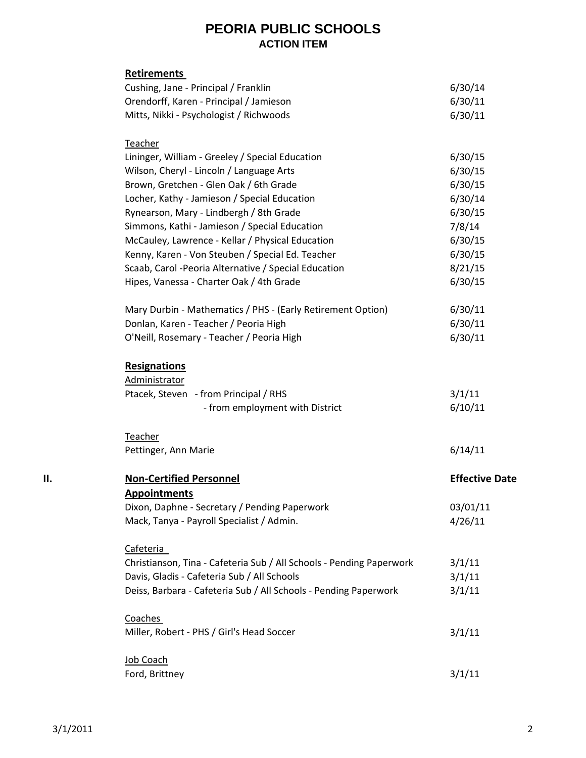# PEORIA PUBLIC SCHOOLS

## ACTION ITEM

**Retirements**

| | |
|---|---|
| Cushing, Jane - Principal / Franklin | 6/30/14 |
| Orendorff, Karen - Principal / Jamieson | 6/30/11 |
| Mitts, Nikki - Psychologist / Richwoods | 6/30/11 |

Teacher

| | |
|---|---|
| Lininger, William - Greeley / Special Education | 6/30/15 |
| Wilson, Cheryl - Lincoln / Language Arts | 6/30/15 |
| Brown, Gretchen - Glen Oak / 6th Grade | 6/30/15 |
| Locher, Kathy - Jamieson / Special Education | 6/30/14 |
| Rynearson, Mary - Lindbergh / 8th Grade | 6/30/15 |
| Simmons, Kathi - Jamieson / Special Education | 7/8/14 |
| McCauley, Lawrence - Kellar / Physical Education | 6/30/15 |
| Kenny, Karen - Von Steuben / Special Ed. Teacher | 6/30/15 |
| Scaab, Carol -Peoria Alternative / Special Education | 8/21/15 |
| Hipes, Vanessa - Charter Oak / 4th Grade | 6/30/15 |
| | |
| Mary Durbin - Mathematics / PHS - (Early Retirement Option) | 6/30/11 |
| Donlan, Karen - Teacher / Peoria High | 6/30/11 |
| O'Neill, Rosemary - Teacher / Peoria High | 6/30/11 |

**Resignations**

Administrator

| | |
|---|---|
| Ptacek, Steven - from Principal / RHS | 3/1/11 |
| - from employment with District | 6/10/11 |

Teacher

| | |
|---|---|
| Pettinger, Ann Marie | 6/14/11 |

## II. Non-Certified Personnel

| **Appointments** | **Effective Date** |
|---|---|
| Dixon, Daphne - Secretary / Pending Paperwork | 03/01/11 |
| Mack, Tanya - Payroll Specialist / Admin. | 4/26/11 |

Cafeteria

| | |
|---|---|
| Christianson, Tina - Cafeteria Sub / All Schools - Pending Paperwork | 3/1/11 |
| Davis, Gladis - Cafeteria Sub / All Schools | 3/1/11 |
| Deiss, Barbara - Cafeteria Sub / All Schools - Pending Paperwork | 3/1/11 |

Coaches

| | |
|---|---|
| Miller, Robert - PHS / Girl's Head Soccer | 3/1/11 |

Job Coach

| | |
|---|---|
| Ford, Brittney | 3/1/11 |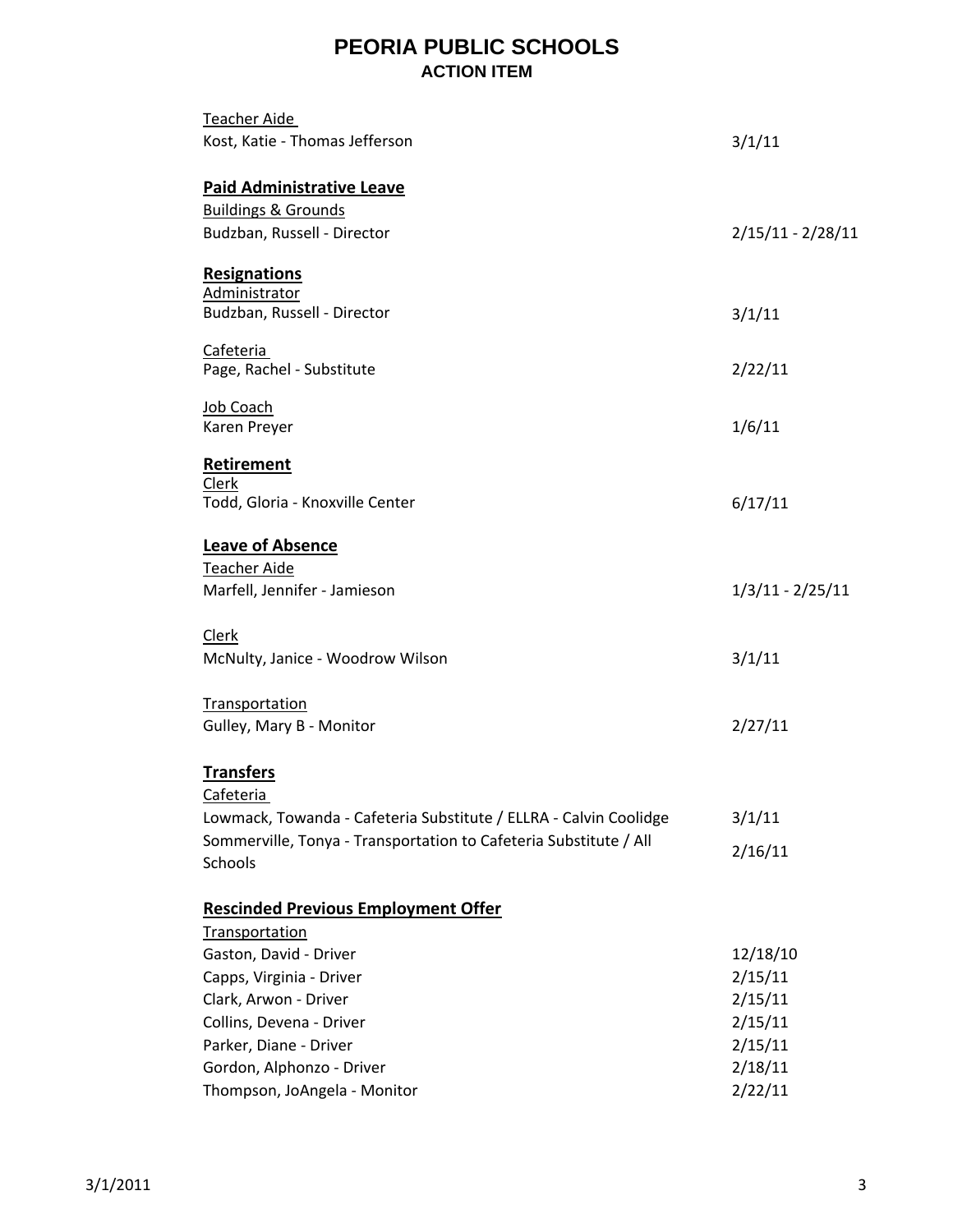# PEORIA PUBLIC SCHOOLS

## ACTION ITEM

Teacher Aide

| | |
|---|---|
| Kost, Katie - Thomas Jefferson | 3/1/11 |

**Paid Administrative Leave**

Buildings & Grounds

| | |
|---|---|
| Budzban, Russell - Director | 2/15/11 - 2/28/11 |

**Resignations**

Administrator

| | |
|---|---|
| Budzban, Russell - Director | 3/1/11 |

Cafeteria

| | |
|---|---|
| Page, Rachel - Substitute | 2/22/11 |

Job Coach

| | |
|---|---|
| Karen Preyer | 1/6/11 |

**Retirement**

Clerk

| | |
|---|---|
| Todd, Gloria - Knoxville Center | 6/17/11 |

**Leave of Absence**

Teacher Aide

| | |
|---|---|
| Marfell, Jennifer - Jamieson | 1/3/11 - 2/25/11 |

Clerk

| | |
|---|---|
| McNulty, Janice - Woodrow Wilson | 3/1/11 |

Transportation

| | |
|---|---|
| Gulley, Mary B - Monitor | 2/27/11 |

**Transfers**

Cafeteria

| | |
|---|---|
| Lowmack, Towanda - Cafeteria Substitute / ELLRA - Calvin Coolidge | 3/1/11 |
| Sommerville, Tonya - Transportation to Cafeteria Substitute / All Schools | 2/16/11 |

**Rescinded Previous Employment Offer**

Transportation

| | |
|---|---|
| Gaston, David - Driver | 12/18/10 |
| Capps, Virginia - Driver | 2/15/11 |
| Clark, Arwon - Driver | 2/15/11 |
| Collins, Devena - Driver | 2/15/11 |
| Parker, Diane - Driver | 2/15/11 |
| Gordon, Alphonzo - Driver | 2/18/11 |
| Thompson, JoAngela - Monitor | 2/22/11 |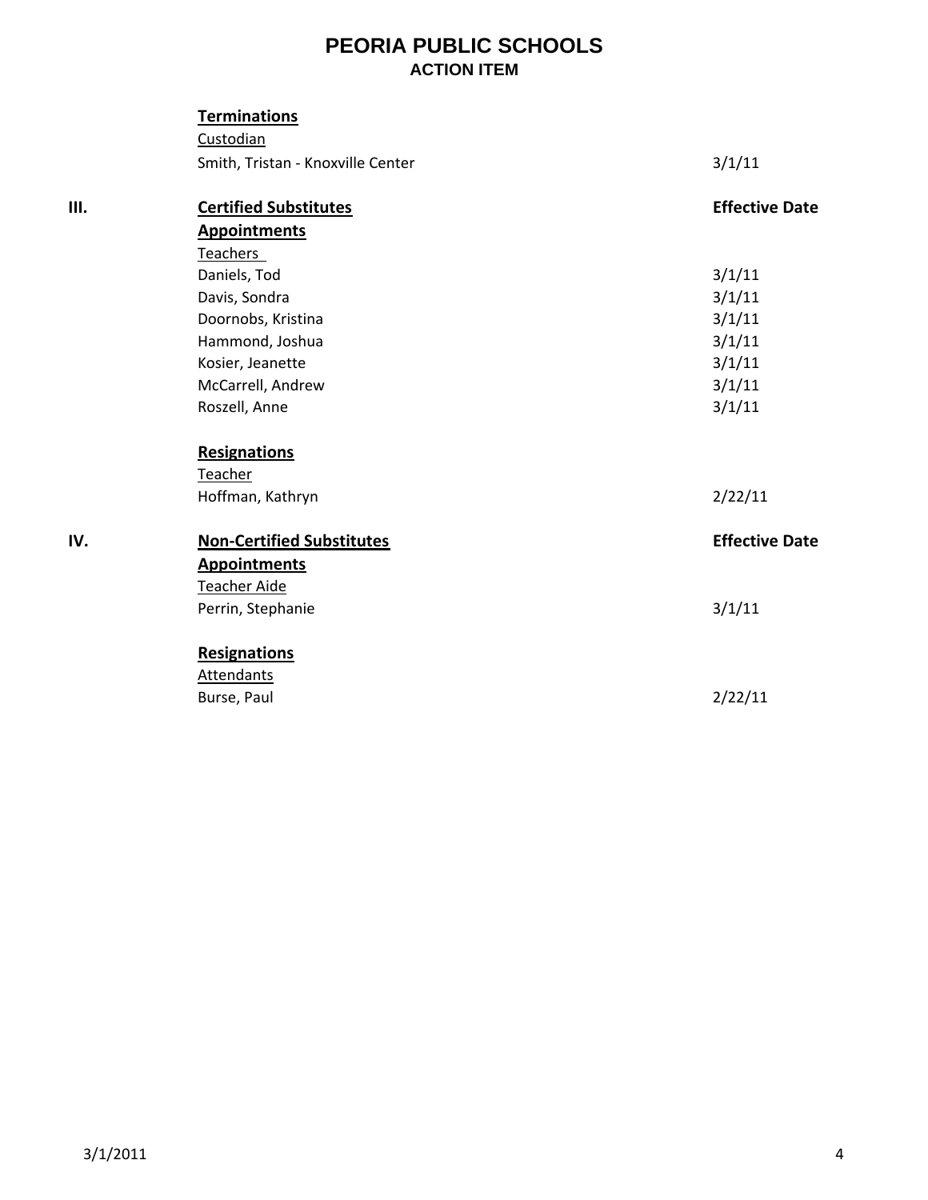# PEORIA PUBLIC SCHOOLS

## ACTION ITEM

**Terminations**

Custodian

| | |
|---|---|
| Smith, Tristan - Knoxville Center | 3/1/11 |

**III.** **Certified Substitutes** — **Effective Date**

**Appointments**

Teachers

| | |
|---|---|
| Daniels, Tod | 3/1/11 |
| Davis, Sondra | 3/1/11 |
| Doornobs, Kristina | 3/1/11 |
| Hammond, Joshua | 3/1/11 |
| Kosier, Jeanette | 3/1/11 |
| McCarrell, Andrew | 3/1/11 |
| Roszell, Anne | 3/1/11 |

**Resignations**

Teacher

| | |
|---|---|
| Hoffman, Kathryn | 2/22/11 |

**IV.** **Non-Certified Substitutes** — **Effective Date**

**Appointments**

Teacher Aide

| | |
|---|---|
| Perrin, Stephanie | 3/1/11 |

**Resignations**

Attendants

| | |
|---|---|
| Burse, Paul | 2/22/11 |